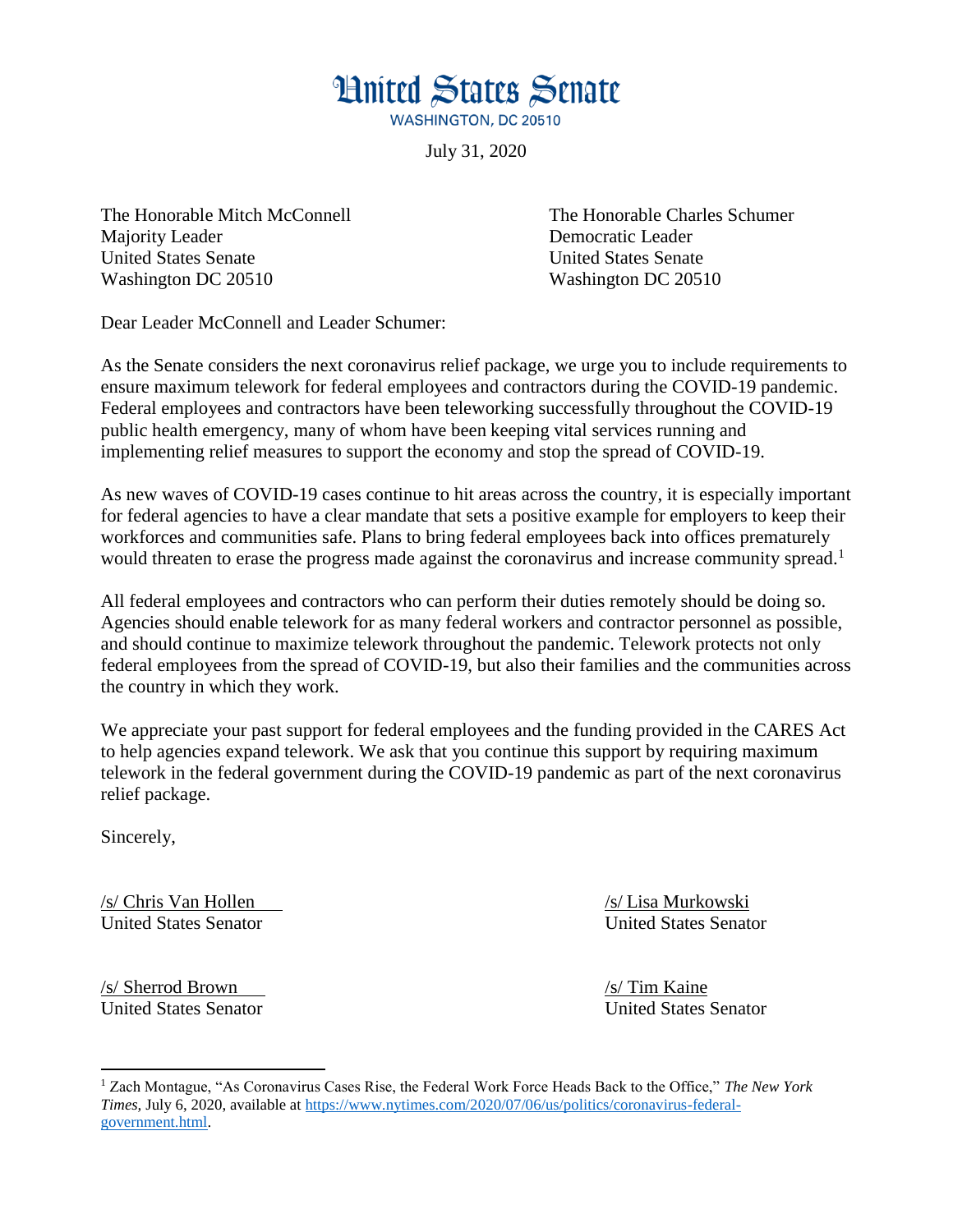# United States Senate

WASHINGTON, DC 20510

July 31, 2020

The Honorable Mitch McConnell
Majority Leader
United States Senate
Washington DC 20510

The Honorable Charles Schumer
Democratic Leader
United States Senate
Washington DC 20510

Dear Leader McConnell and Leader Schumer:

As the Senate considers the next coronavirus relief package, we urge you to include requirements to ensure maximum telework for federal employees and contractors during the COVID-19 pandemic. Federal employees and contractors have been teleworking successfully throughout the COVID-19 public health emergency, many of whom have been keeping vital services running and implementing relief measures to support the economy and stop the spread of COVID-19.

As new waves of COVID-19 cases continue to hit areas across the country, it is especially important for federal agencies to have a clear mandate that sets a positive example for employers to keep their workforces and communities safe. Plans to bring federal employees back into offices prematurely would threaten to erase the progress made against the coronavirus and increase community spread.[1]

All federal employees and contractors who can perform their duties remotely should be doing so. Agencies should enable telework for as many federal workers and contractor personnel as possible, and should continue to maximize telework throughout the pandemic. Telework protects not only federal employees from the spread of COVID-19, but also their families and the communities across the country in which they work.

We appreciate your past support for federal employees and the funding provided in the CARES Act to help agencies expand telework. We ask that you continue this support by requiring maximum telework in the federal government during the COVID-19 pandemic as part of the next coronavirus relief package.

Sincerely,

/s/ Chris Van Hollen
United States Senator

/s/ Lisa Murkowski
United States Senator

/s/ Sherrod Brown
United States Senator

/s/ Tim Kaine
United States Senator

[1] Zach Montague, "As Coronavirus Cases Rise, the Federal Work Force Heads Back to the Office," *The New York Times*, July 6, 2020, available at https://www.nytimes.com/2020/07/06/us/politics/coronavirus-federal-government.html.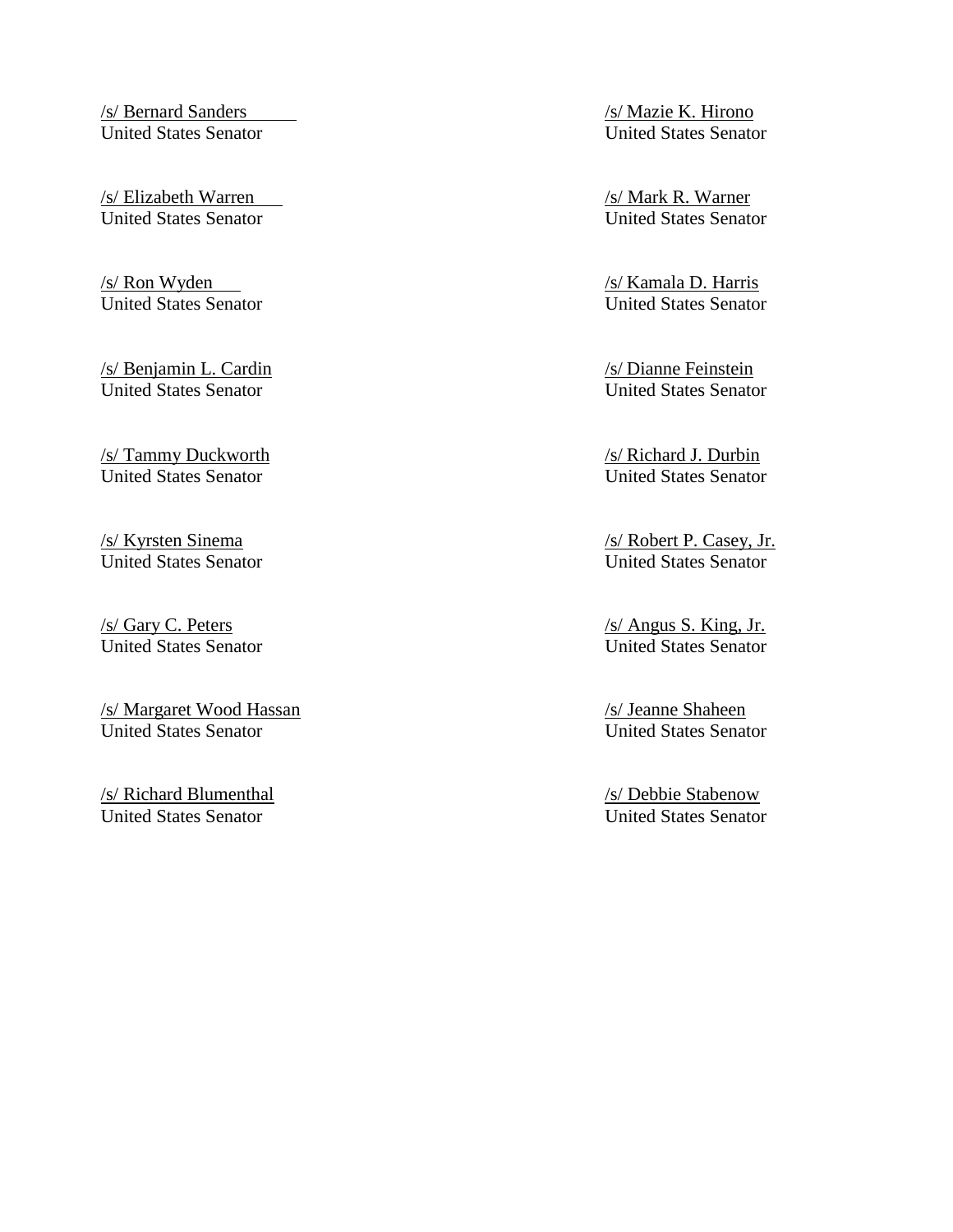/s/ Bernard Sanders
United States Senator

/s/ Mazie K. Hirono
United States Senator

/s/ Elizabeth Warren
United States Senator

/s/ Mark R. Warner
United States Senator

/s/ Ron Wyden
United States Senator

/s/ Kamala D. Harris
United States Senator

/s/ Benjamin L. Cardin
United States Senator

/s/ Dianne Feinstein
United States Senator

/s/ Tammy Duckworth
United States Senator

/s/ Richard J. Durbin
United States Senator

/s/ Kyrsten Sinema
United States Senator

/s/ Robert P. Casey, Jr.
United States Senator

/s/ Gary C. Peters
United States Senator

/s/ Angus S. King, Jr.
United States Senator

/s/ Margaret Wood Hassan
United States Senator

/s/ Jeanne Shaheen
United States Senator

/s/ Richard Blumenthal
United States Senator

/s/ Debbie Stabenow
United States Senator